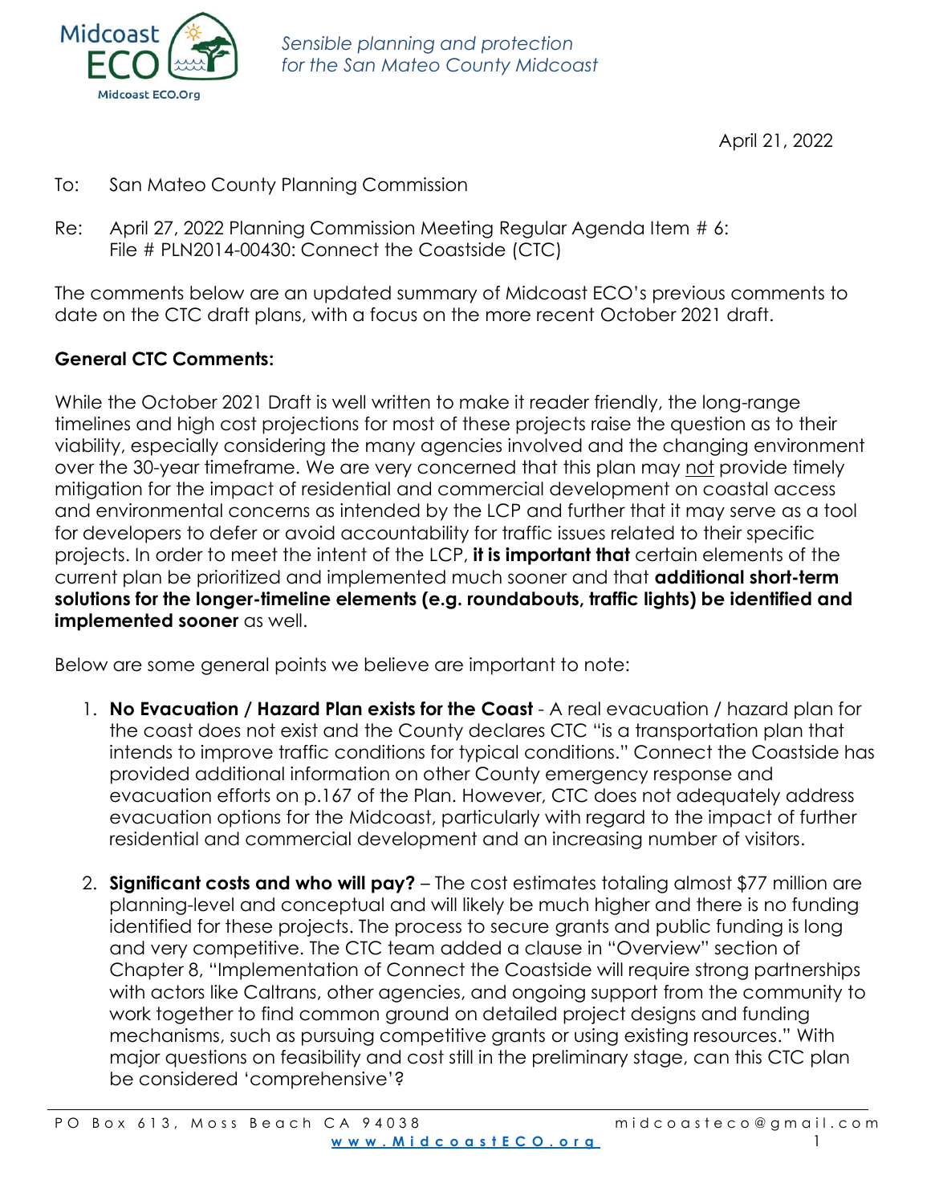Midcoast ECO — *Sensible planning and protection for the San Mateo County Midcoast*

April 21, 2022

To: San Mateo County Planning Commission

Re: April 27, 2022 Planning Commission Meeting Regular Agenda Item # 6: File # PLN2014-00430: Connect the Coastside (CTC)

The comments below are an updated summary of Midcoast ECO's previous comments to date on the CTC draft plans, with a focus on the more recent October 2021 draft.

**General CTC Comments:**

While the October 2021 Draft is well written to make it reader friendly, the long-range timelines and high cost projections for most of these projects raise the question as to their viability, especially considering the many agencies involved and the changing environment over the 30-year timeframe. We are very concerned that this plan may <u>not</u> provide timely mitigation for the impact of residential and commercial development on coastal access and environmental concerns as intended by the LCP and further that it may serve as a tool for developers to defer or avoid accountability for traffic issues related to their specific projects. In order to meet the intent of the LCP, **it is important that** certain elements of the current plan be prioritized and implemented much sooner and that **additional short-term solutions for the longer-timeline elements (e.g. roundabouts, traffic lights) be identified and implemented sooner** as well.

Below are some general points we believe are important to note:

1. **No Evacuation / Hazard Plan exists for the Coast** - A real evacuation / hazard plan for the coast does not exist and the County declares CTC "is a transportation plan that intends to improve traffic conditions for typical conditions." Connect the Coastside has provided additional information on other County emergency response and evacuation efforts on p.167 of the Plan. However, CTC does not adequately address evacuation options for the Midcoast, particularly with regard to the impact of further residential and commercial development and an increasing number of visitors.

2. **Significant costs and who will pay?** – The cost estimates totaling almost $77 million are planning-level and conceptual and will likely be much higher and there is no funding identified for these projects. The process to secure grants and public funding is long and very competitive. The CTC team added a clause in "Overview" section of Chapter 8, "Implementation of Connect the Coastside will require strong partnerships with actors like Caltrans, other agencies, and ongoing support from the community to work together to find common ground on detailed project designs and funding mechanisms, such as pursuing competitive grants or using existing resources." With major questions on feasibility and cost still in the preliminary stage, can this CTC plan be considered 'comprehensive'?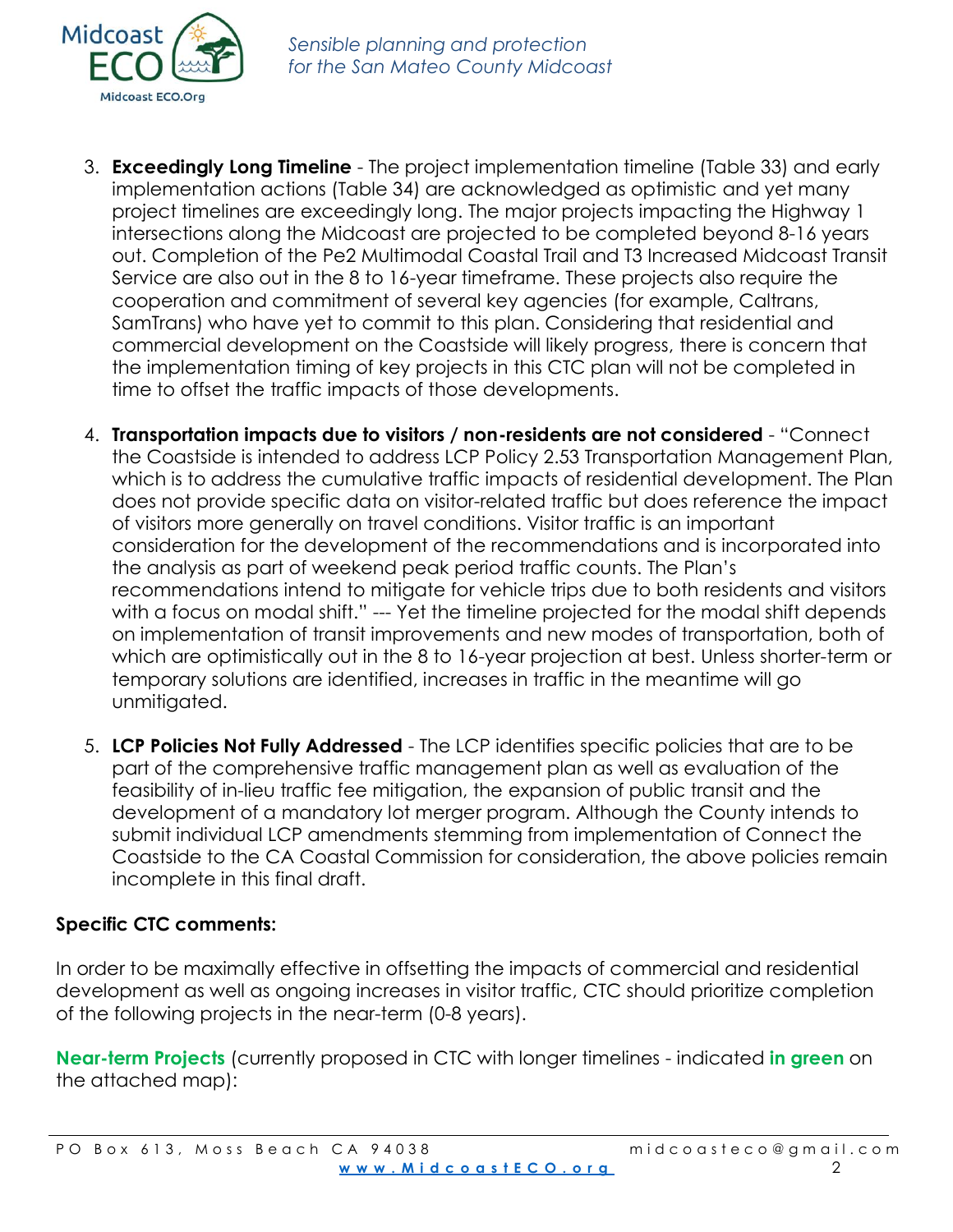3. **Exceedingly Long Timeline** - The project implementation timeline (Table 33) and early implementation actions (Table 34) are acknowledged as optimistic and yet many project timelines are exceedingly long. The major projects impacting the Highway 1 intersections along the Midcoast are projected to be completed beyond 8-16 years out. Completion of the Pe2 Multimodal Coastal Trail and T3 Increased Midcoast Transit Service are also out in the 8 to 16-year timeframe. These projects also require the cooperation and commitment of several key agencies (for example, Caltrans, SamTrans) who have yet to commit to this plan. Considering that residential and commercial development on the Coastside will likely progress, there is concern that the implementation timing of key projects in this CTC plan will not be completed in time to offset the traffic impacts of those developments.

4. **Transportation impacts due to visitors / non-residents are not considered** - "Connect the Coastside is intended to address LCP Policy 2.53 Transportation Management Plan, which is to address the cumulative traffic impacts of residential development. The Plan does not provide specific data on visitor-related traffic but does reference the impact of visitors more generally on travel conditions. Visitor traffic is an important consideration for the development of the recommendations and is incorporated into the analysis as part of weekend peak period traffic counts. The Plan's recommendations intend to mitigate for vehicle trips due to both residents and visitors with a focus on modal shift." --- Yet the timeline projected for the modal shift depends on implementation of transit improvements and new modes of transportation, both of which are optimistically out in the 8 to 16-year projection at best. Unless shorter-term or temporary solutions are identified, increases in traffic in the meantime will go unmitigated.

5. **LCP Policies Not Fully Addressed** - The LCP identifies specific policies that are to be part of the comprehensive traffic management plan as well as evaluation of the feasibility of in-lieu traffic fee mitigation, the expansion of public transit and the development of a mandatory lot merger program. Although the County intends to submit individual LCP amendments stemming from implementation of Connect the Coastside to the CA Coastal Commission for consideration, the above policies remain incomplete in this final draft.

**Specific CTC comments:**

In order to be maximally effective in offsetting the impacts of commercial and residential development as well as ongoing increases in visitor traffic, CTC should prioritize completion of the following projects in the near-term (0-8 years).

**Near-term Projects** (currently proposed in CTC with longer timelines - indicated **in green** on the attached map):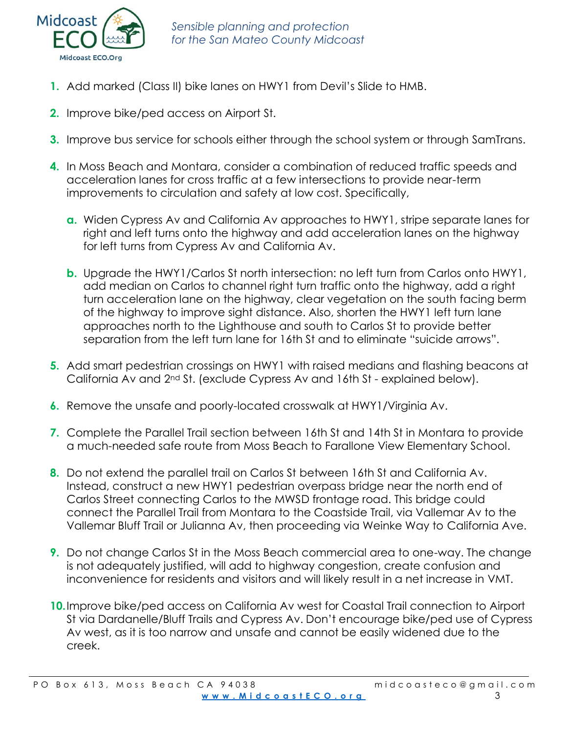1. Add marked (Class II) bike lanes on HWY1 from Devil's Slide to HMB.
2. Improve bike/ped access on Airport St.
3. Improve bus service for schools either through the school system or through SamTrans.
4. In Moss Beach and Montara, consider a combination of reduced traffic speeds and acceleration lanes for cross traffic at a few intersections to provide near-term improvements to circulation and safety at low cost. Specifically,
   a. Widen Cypress Av and California Av approaches to HWY1, stripe separate lanes for right and left turns onto the highway and add acceleration lanes on the highway for left turns from Cypress Av and California Av.
   b. Upgrade the HWY1/Carlos St north intersection: no left turn from Carlos onto HWY1, add median on Carlos to channel right turn traffic onto the highway, add a right turn acceleration lane on the highway, clear vegetation on the south facing berm of the highway to improve sight distance. Also, shorten the HWY1 left turn lane approaches north to the Lighthouse and south to Carlos St to provide better separation from the left turn lane for 16th St and to eliminate "suicide arrows".
5. Add smart pedestrian crossings on HWY1 with raised medians and flashing beacons at California Av and 2nd St. (exclude Cypress Av and 16th St - explained below).
6. Remove the unsafe and poorly-located crosswalk at HWY1/Virginia Av.
7. Complete the Parallel Trail section between 16th St and 14th St in Montara to provide a much-needed safe route from Moss Beach to Farallone View Elementary School.
8. Do not extend the parallel trail on Carlos St between 16th St and California Av. Instead, construct a new HWY1 pedestrian overpass bridge near the north end of Carlos Street connecting Carlos to the MWSD frontage road. This bridge could connect the Parallel Trail from Montara to the Coastside Trail, via Vallemar Av to the Vallemar Bluff Trail or Julianna Av, then proceeding via Weinke Way to California Ave.
9. Do not change Carlos St in the Moss Beach commercial area to one-way. The change is not adequately justified, will add to highway congestion, create confusion and inconvenience for residents and visitors and will likely result in a net increase in VMT.
10. Improve bike/ped access on California Av west for Coastal Trail connection to Airport St via Dardanelle/Bluff Trails and Cypress Av. Don't encourage bike/ped use of Cypress Av west, as it is too narrow and unsafe and cannot be easily widened due to the creek.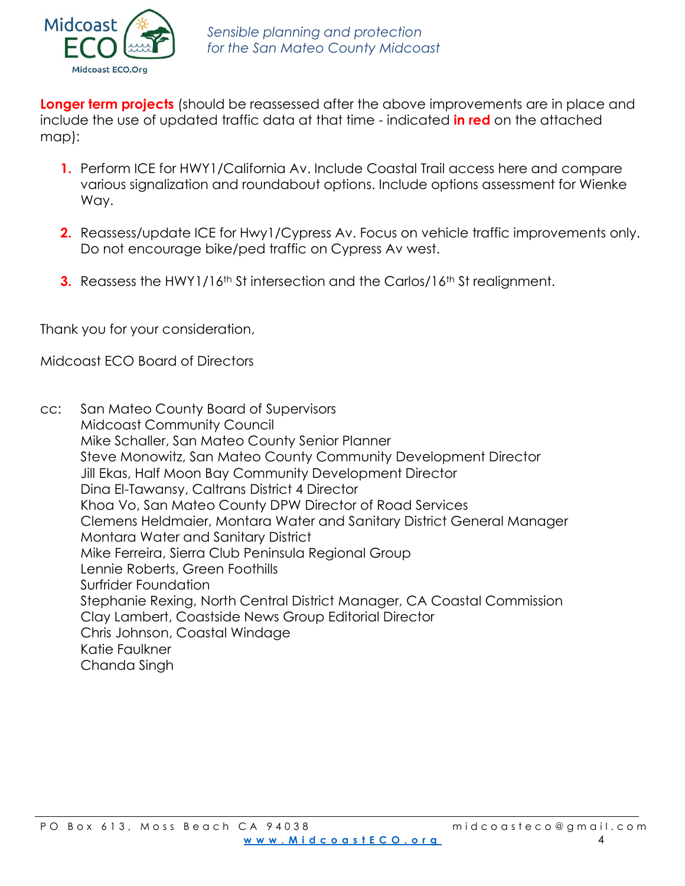**Longer term projects** (should be reassessed after the above improvements are in place and include the use of updated traffic data at that time - indicated **in red** on the attached map):

1. Perform ICE for HWY1/California Av. Include Coastal Trail access here and compare various signalization and roundabout options. Include options assessment for Wienke Way.

2. Reassess/update ICE for Hwy1/Cypress Av. Focus on vehicle traffic improvements only. Do not encourage bike/ped traffic on Cypress Av west.

3. Reassess the HWY1/16th St intersection and the Carlos/16th St realignment.

Thank you for your consideration,

Midcoast ECO Board of Directors

cc: San Mateo County Board of Supervisors
Midcoast Community Council
Mike Schaller, San Mateo County Senior Planner
Steve Monowitz, San Mateo County Community Development Director
Jill Ekas, Half Moon Bay Community Development Director
Dina El-Tawansy, Caltrans District 4 Director
Khoa Vo, San Mateo County DPW Director of Road Services
Clemens Heldmaier, Montara Water and Sanitary District General Manager
Montara Water and Sanitary District
Mike Ferreira, Sierra Club Peninsula Regional Group
Lennie Roberts, Green Foothills
Surfrider Foundation
Stephanie Rexing, North Central District Manager, CA Coastal Commission
Clay Lambert, Coastside News Group Editorial Director
Chris Johnson, Coastal Windage
Katie Faulkner
Chanda Singh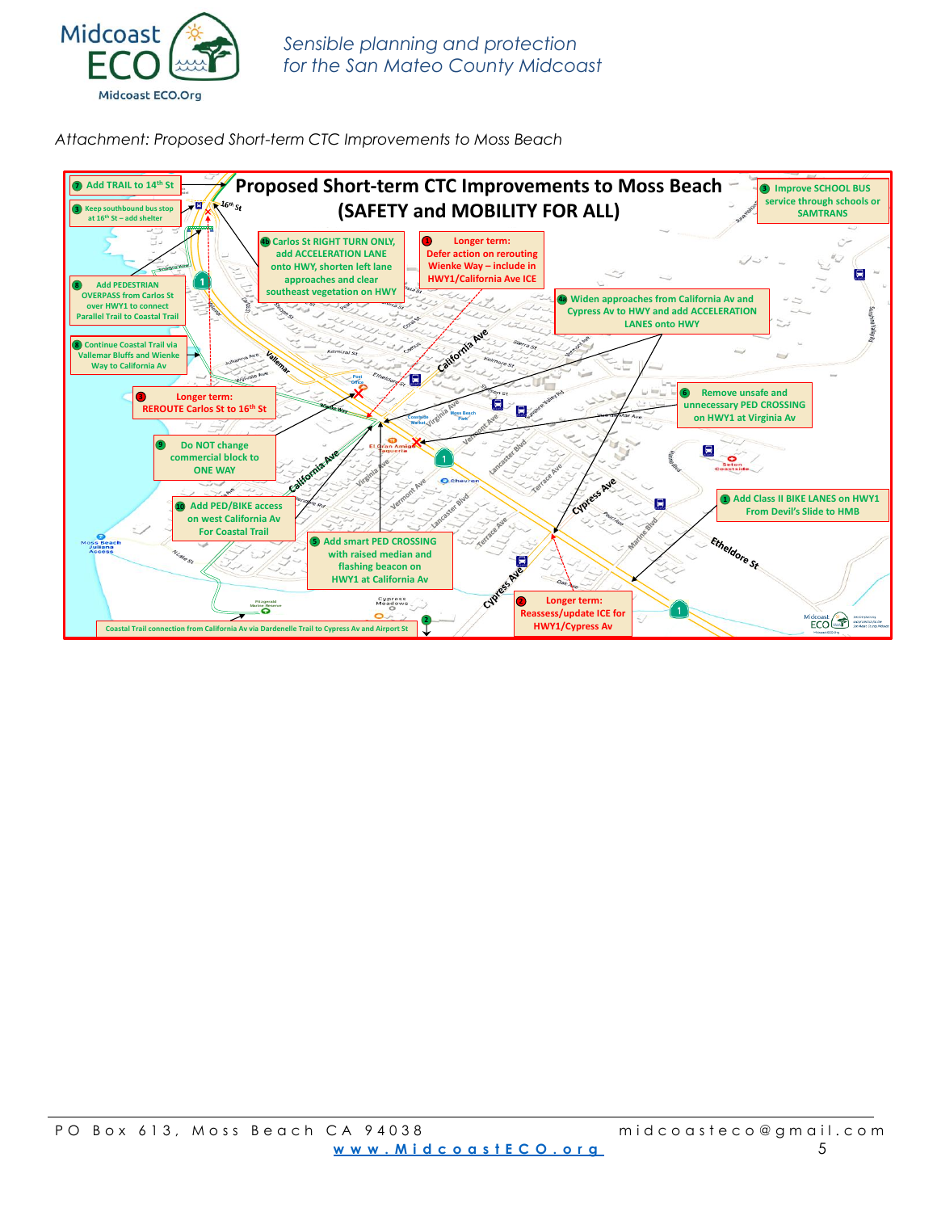*Attachment: Proposed Short-term CTC Improvements to Moss Beach*

Proposed Short-term CTC Improvements to Moss Beach
(SAFETY and MOBILITY FOR ALL)

7 Add TRAIL to 14th St

3 Keep southbound bus stop at 16th St – add shelter

4b Carlos St RIGHT TURN ONLY, add ACCELERATION LANE onto HWY, shorten left lane approaches and clear southeast vegetation on HWY

1 Longer term: Defer action on rerouting Wienke Way – include in HWY1/California Ave ICE

3 Improve SCHOOL BUS service through schools or SAMTRANS

8 Add PEDESTRIAN OVERPASS from Carlos St over HWY1 to connect Parallel Trail to Coastal Trail

4a Widen approaches from California Av and Cypress Av to HWY and add ACCELERATION LANES onto HWY

8 Continue Coastal Trail via Vallemar Bluffs and Wienke Way to California Av

3 Longer term: REROUTE Carlos St to 16th St

6 Remove unsafe and unnecessary PED CROSSING on HWY1 at Virginia Av

9 Do NOT change commercial block to ONE WAY

1 Add Class II BIKE LANES on HWY1 From Devil's Slide to HMB

10 Add PED/BIKE access on west California Av For Coastal Trail

5 Add smart PED CROSSING with raised median and flashing beacon on HWY1 at California Av

2 Longer term: Reassess/update ICE for HWY1/Cypress Av

Coastal Trail connection from California Av via Dardenelle Trail to Cypress Av and Airport St

PO Box 613, Moss Beach CA 94038 midcoasteco@gmail.com

www.MidcoastECO.org